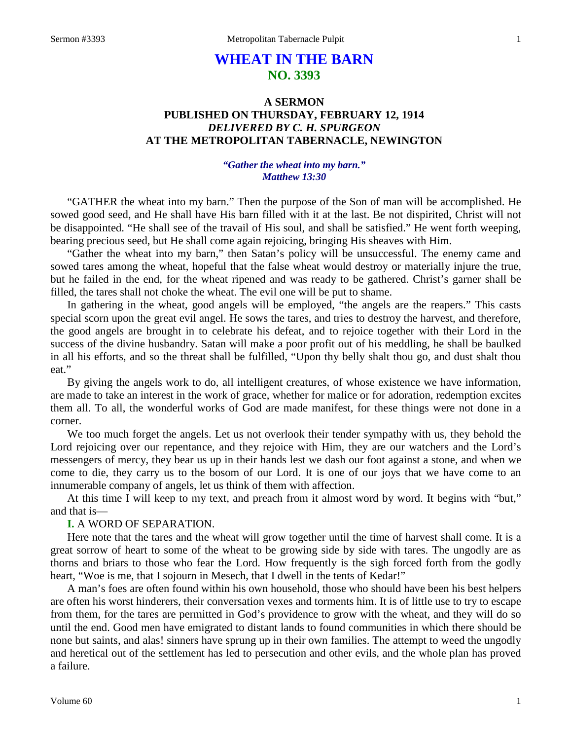# WHEAT IN THE BARN
## NO. 3393

### A SERMON
### PUBLISHED ON THURSDAY, FEBRUARY 12, 1914
### *DELIVERED BY C. H. SPURGEON*
### AT THE METROPOLITAN TABERNACLE, NEWINGTON

***"Gather the wheat into my barn."***
***Matthew 13:30***

"GATHER the wheat into my barn." Then the purpose of the Son of man will be accomplished. He sowed good seed, and He shall have His barn filled with it at the last. Be not dispirited, Christ will not be disappointed. "He shall see of the travail of His soul, and shall be satisfied." He went forth weeping, bearing precious seed, but He shall come again rejoicing, bringing His sheaves with Him.

"Gather the wheat into my barn," then Satan's policy will be unsuccessful. The enemy came and sowed tares among the wheat, hopeful that the false wheat would destroy or materially injure the true, but he failed in the end, for the wheat ripened and was ready to be gathered. Christ's garner shall be filled, the tares shall not choke the wheat. The evil one will be put to shame.

In gathering in the wheat, good angels will be employed, "the angels are the reapers." This casts special scorn upon the great evil angel. He sows the tares, and tries to destroy the harvest, and therefore, the good angels are brought in to celebrate his defeat, and to rejoice together with their Lord in the success of the divine husbandry. Satan will make a poor profit out of his meddling, he shall be baulked in all his efforts, and so the threat shall be fulfilled, "Upon thy belly shalt thou go, and dust shalt thou eat."

By giving the angels work to do, all intelligent creatures, of whose existence we have information, are made to take an interest in the work of grace, whether for malice or for adoration, redemption excites them all. To all, the wonderful works of God are made manifest, for these things were not done in a corner.

We too much forget the angels. Let us not overlook their tender sympathy with us, they behold the Lord rejoicing over our repentance, and they rejoice with Him, they are our watchers and the Lord's messengers of mercy, they bear us up in their hands lest we dash our foot against a stone, and when we come to die, they carry us to the bosom of our Lord. It is one of our joys that we have come to an innumerable company of angels, let us think of them with affection.

At this time I will keep to my text, and preach from it almost word by word. It begins with "but," and that is—

**I.** A WORD OF SEPARATION.

Here note that the tares and the wheat will grow together until the time of harvest shall come. It is a great sorrow of heart to some of the wheat to be growing side by side with tares. The ungodly are as thorns and briars to those who fear the Lord. How frequently is the sigh forced forth from the godly heart, "Woe is me, that I sojourn in Mesech, that I dwell in the tents of Kedar!"

A man's foes are often found within his own household, those who should have been his best helpers are often his worst hinderers, their conversation vexes and torments him. It is of little use to try to escape from them, for the tares are permitted in God's providence to grow with the wheat, and they will do so until the end. Good men have emigrated to distant lands to found communities in which there should be none but saints, and alas! sinners have sprung up in their own families. The attempt to weed the ungodly and heretical out of the settlement has led to persecution and other evils, and the whole plan has proved a failure.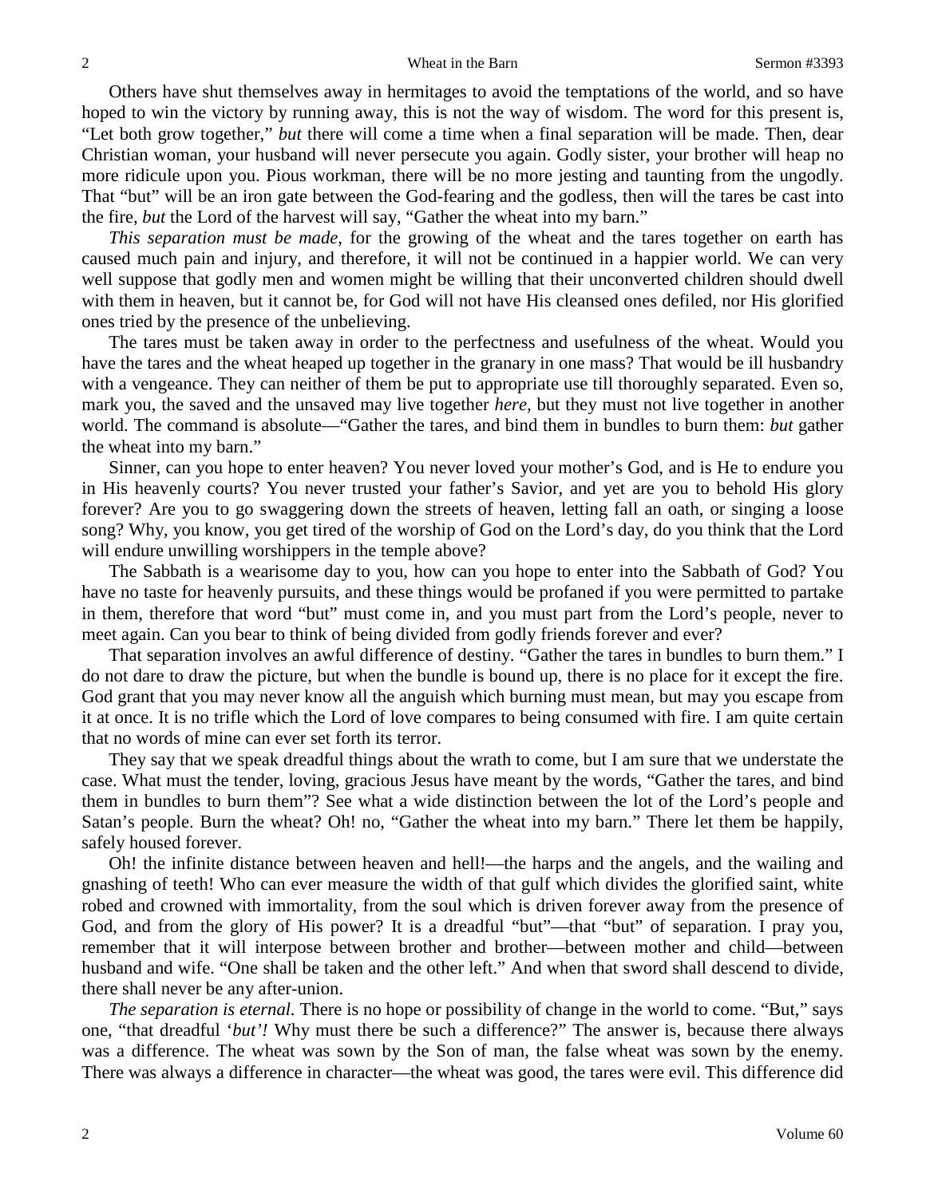Others have shut themselves away in hermitages to avoid the temptations of the world, and so have hoped to win the victory by running away, this is not the way of wisdom. The word for this present is, "Let both grow together," *but* there will come a time when a final separation will be made. Then, dear Christian woman, your husband will never persecute you again. Godly sister, your brother will heap no more ridicule upon you. Pious workman, there will be no more jesting and taunting from the ungodly. That "but" will be an iron gate between the God-fearing and the godless, then will the tares be cast into the fire, *but* the Lord of the harvest will say, "Gather the wheat into my barn."

*This separation must be made*, for the growing of the wheat and the tares together on earth has caused much pain and injury, and therefore, it will not be continued in a happier world. We can very well suppose that godly men and women might be willing that their unconverted children should dwell with them in heaven, but it cannot be, for God will not have His cleansed ones defiled, nor His glorified ones tried by the presence of the unbelieving.

The tares must be taken away in order to the perfectness and usefulness of the wheat. Would you have the tares and the wheat heaped up together in the granary in one mass? That would be ill husbandry with a vengeance. They can neither of them be put to appropriate use till thoroughly separated. Even so, mark you, the saved and the unsaved may live together *here,* but they must not live together in another world. The command is absolute—"Gather the tares, and bind them in bundles to burn them: *but* gather the wheat into my barn."

Sinner, can you hope to enter heaven? You never loved your mother's God, and is He to endure you in His heavenly courts? You never trusted your father's Savior, and yet are you to behold His glory forever? Are you to go swaggering down the streets of heaven, letting fall an oath, or singing a loose song? Why, you know, you get tired of the worship of God on the Lord's day, do you think that the Lord will endure unwilling worshippers in the temple above?

The Sabbath is a wearisome day to you, how can you hope to enter into the Sabbath of God? You have no taste for heavenly pursuits, and these things would be profaned if you were permitted to partake in them, therefore that word "but" must come in, and you must part from the Lord's people, never to meet again. Can you bear to think of being divided from godly friends forever and ever?

That separation involves an awful difference of destiny. "Gather the tares in bundles to burn them." I do not dare to draw the picture, but when the bundle is bound up, there is no place for it except the fire. God grant that you may never know all the anguish which burning must mean, but may you escape from it at once. It is no trifle which the Lord of love compares to being consumed with fire. I am quite certain that no words of mine can ever set forth its terror.

They say that we speak dreadful things about the wrath to come, but I am sure that we understate the case. What must the tender, loving, gracious Jesus have meant by the words, "Gather the tares, and bind them in bundles to burn them"? See what a wide distinction between the lot of the Lord's people and Satan's people. Burn the wheat? Oh! no, "Gather the wheat into my barn." There let them be happily, safely housed forever.

Oh! the infinite distance between heaven and hell!—the harps and the angels, and the wailing and gnashing of teeth! Who can ever measure the width of that gulf which divides the glorified saint, white robed and crowned with immortality, from the soul which is driven forever away from the presence of God, and from the glory of His power? It is a dreadful "but"—that "but" of separation. I pray you, remember that it will interpose between brother and brother—between mother and child—between husband and wife. "One shall be taken and the other left." And when that sword shall descend to divide, there shall never be any after-union.

*The separation is eternal.* There is no hope or possibility of change in the world to come. "But," says one, "that dreadful '*but'!* Why must there be such a difference?" The answer is, because there always was a difference. The wheat was sown by the Son of man, the false wheat was sown by the enemy. There was always a difference in character—the wheat was good, the tares were evil. This difference did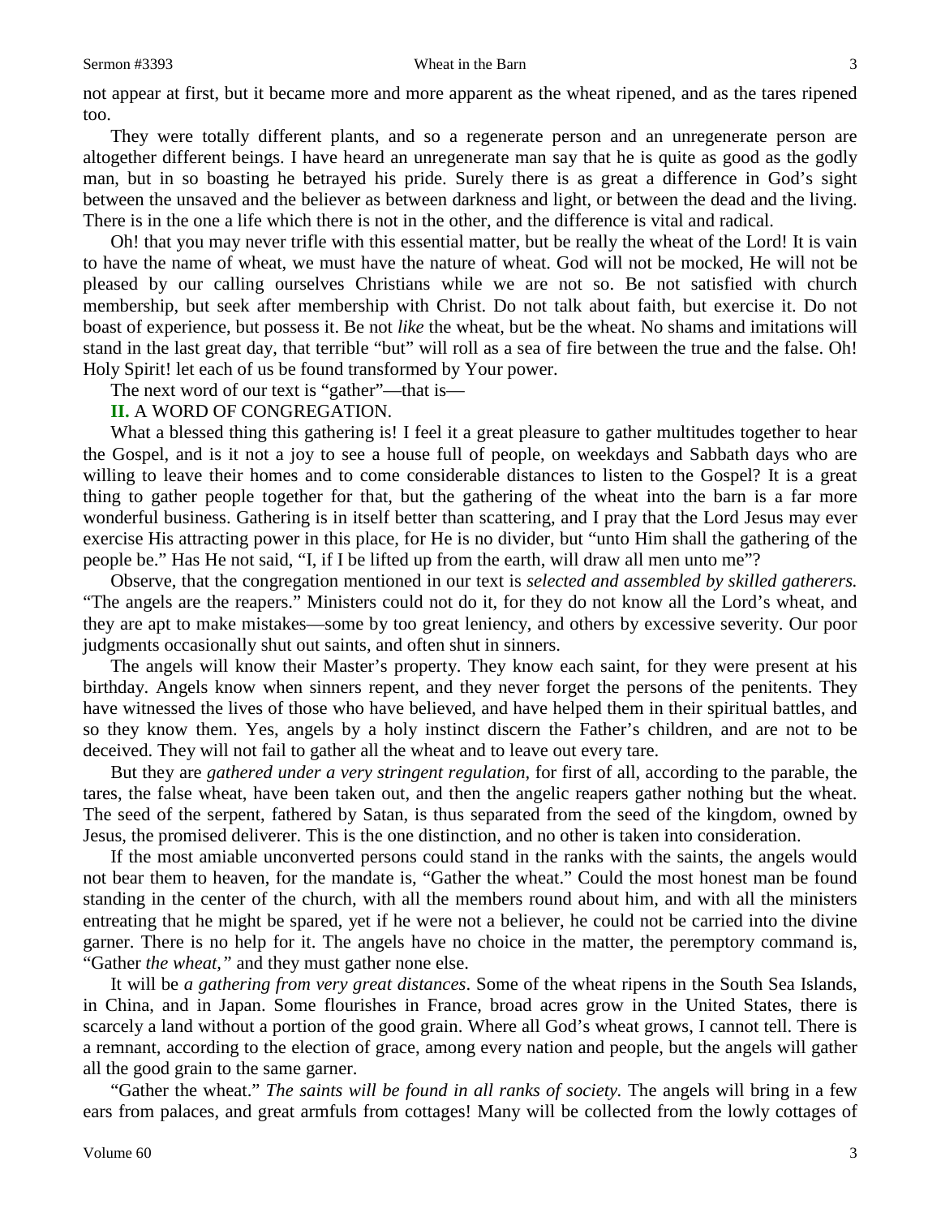not appear at first, but it became more and more apparent as the wheat ripened, and as the tares ripened too.

They were totally different plants, and so a regenerate person and an unregenerate person are altogether different beings. I have heard an unregenerate man say that he is quite as good as the godly man, but in so boasting he betrayed his pride. Surely there is as great a difference in God's sight between the unsaved and the believer as between darkness and light, or between the dead and the living. There is in the one a life which there is not in the other, and the difference is vital and radical.

Oh! that you may never trifle with this essential matter, but be really the wheat of the Lord! It is vain to have the name of wheat, we must have the nature of wheat. God will not be mocked, He will not be pleased by our calling ourselves Christians while we are not so. Be not satisfied with church membership, but seek after membership with Christ. Do not talk about faith, but exercise it. Do not boast of experience, but possess it. Be not *like* the wheat, but be the wheat. No shams and imitations will stand in the last great day, that terrible "but" will roll as a sea of fire between the true and the false. Oh! Holy Spirit! let each of us be found transformed by Your power.

The next word of our text is "gather"—that is—

**II.** A WORD OF CONGREGATION.

What a blessed thing this gathering is! I feel it a great pleasure to gather multitudes together to hear the Gospel, and is it not a joy to see a house full of people, on weekdays and Sabbath days who are willing to leave their homes and to come considerable distances to listen to the Gospel? It is a great thing to gather people together for that, but the gathering of the wheat into the barn is a far more wonderful business. Gathering is in itself better than scattering, and I pray that the Lord Jesus may ever exercise His attracting power in this place, for He is no divider, but "unto Him shall the gathering of the people be." Has He not said, "I, if I be lifted up from the earth, will draw all men unto me"?

Observe, that the congregation mentioned in our text is *selected and assembled by skilled gatherers.* "The angels are the reapers." Ministers could not do it, for they do not know all the Lord's wheat, and they are apt to make mistakes—some by too great leniency, and others by excessive severity. Our poor judgments occasionally shut out saints, and often shut in sinners.

The angels will know their Master's property. They know each saint, for they were present at his birthday. Angels know when sinners repent, and they never forget the persons of the penitents. They have witnessed the lives of those who have believed, and have helped them in their spiritual battles, and so they know them. Yes, angels by a holy instinct discern the Father's children, and are not to be deceived. They will not fail to gather all the wheat and to leave out every tare.

But they are *gathered under a very stringent regulation*, for first of all, according to the parable, the tares, the false wheat, have been taken out, and then the angelic reapers gather nothing but the wheat. The seed of the serpent, fathered by Satan, is thus separated from the seed of the kingdom, owned by Jesus, the promised deliverer. This is the one distinction, and no other is taken into consideration.

If the most amiable unconverted persons could stand in the ranks with the saints, the angels would not bear them to heaven, for the mandate is, "Gather the wheat." Could the most honest man be found standing in the center of the church, with all the members round about him, and with all the ministers entreating that he might be spared, yet if he were not a believer, he could not be carried into the divine garner. There is no help for it. The angels have no choice in the matter, the peremptory command is, "Gather *the wheat*," and they must gather none else.

It will be *a gathering from very great distances*. Some of the wheat ripens in the South Sea Islands, in China, and in Japan. Some flourishes in France, broad acres grow in the United States, there is scarcely a land without a portion of the good grain. Where all God's wheat grows, I cannot tell. There is a remnant, according to the election of grace, among every nation and people, but the angels will gather all the good grain to the same garner.

"Gather the wheat." *The saints will be found in all ranks of society.* The angels will bring in a few ears from palaces, and great armfuls from cottages! Many will be collected from the lowly cottages of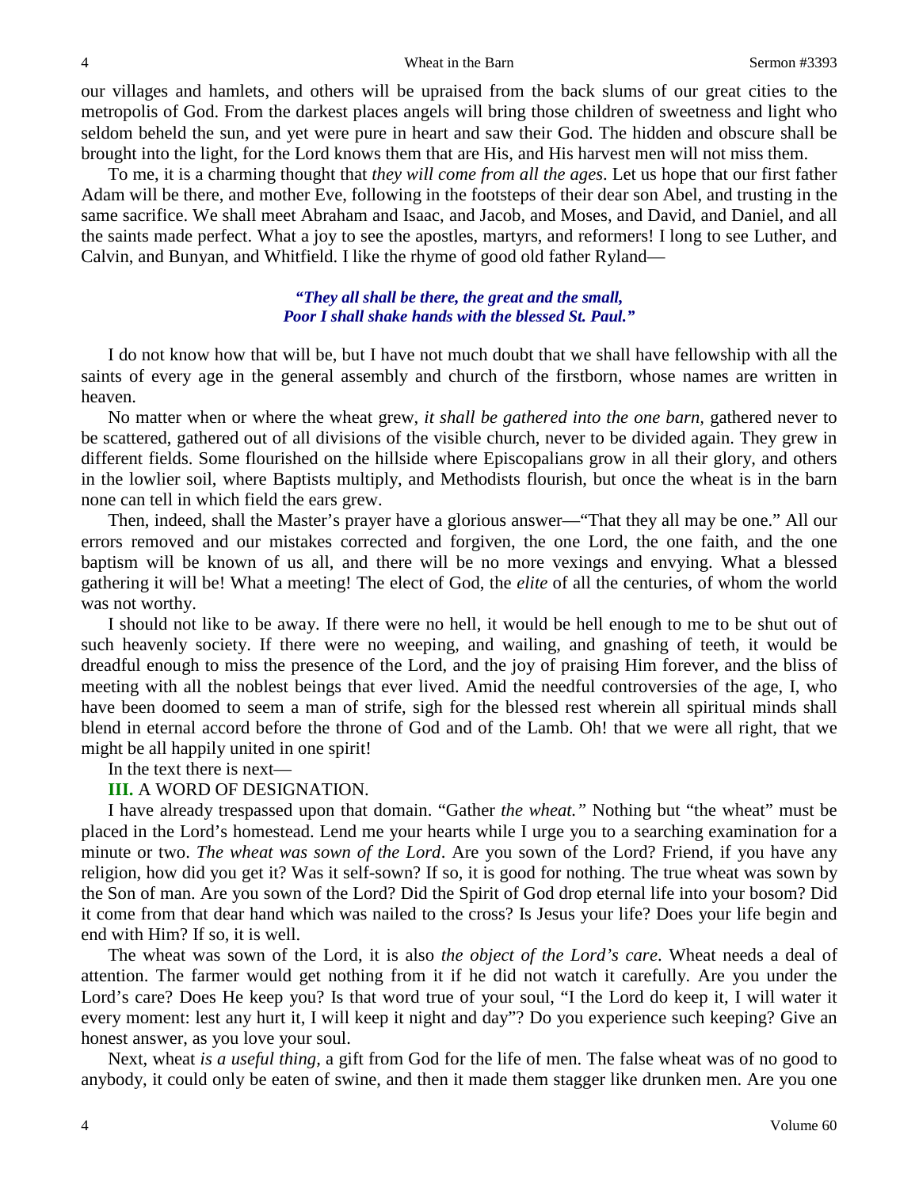our villages and hamlets, and others will be upraised from the back slums of our great cities to the metropolis of God. From the darkest places angels will bring those children of sweetness and light who seldom beheld the sun, and yet were pure in heart and saw their God. The hidden and obscure shall be brought into the light, for the Lord knows them that are His, and His harvest men will not miss them.

To me, it is a charming thought that *they will come from all the ages*. Let us hope that our first father Adam will be there, and mother Eve, following in the footsteps of their dear son Abel, and trusting in the same sacrifice. We shall meet Abraham and Isaac, and Jacob, and Moses, and David, and Daniel, and all the saints made perfect. What a joy to see the apostles, martyrs, and reformers! I long to see Luther, and Calvin, and Bunyan, and Whitfield. I like the rhyme of good old father Ryland—

> ***"They all shall be there, the great and the small,***
> ***Poor I shall shake hands with the blessed St. Paul."***

I do not know how that will be, but I have not much doubt that we shall have fellowship with all the saints of every age in the general assembly and church of the firstborn, whose names are written in heaven.

No matter when or where the wheat grew, *it shall be gathered into the one barn*, gathered never to be scattered, gathered out of all divisions of the visible church, never to be divided again. They grew in different fields. Some flourished on the hillside where Episcopalians grow in all their glory, and others in the lowlier soil, where Baptists multiply, and Methodists flourish, but once the wheat is in the barn none can tell in which field the ears grew.

Then, indeed, shall the Master's prayer have a glorious answer—"That they all may be one." All our errors removed and our mistakes corrected and forgiven, the one Lord, the one faith, and the one baptism will be known of us all, and there will be no more vexings and envying. What a blessed gathering it will be! What a meeting! The elect of God, the *elite* of all the centuries, of whom the world was not worthy.

I should not like to be away. If there were no hell, it would be hell enough to me to be shut out of such heavenly society. If there were no weeping, and wailing, and gnashing of teeth, it would be dreadful enough to miss the presence of the Lord, and the joy of praising Him forever, and the bliss of meeting with all the noblest beings that ever lived. Amid the needful controversies of the age, I, who have been doomed to seem a man of strife, sigh for the blessed rest wherein all spiritual minds shall blend in eternal accord before the throne of God and of the Lamb. Oh! that we were all right, that we might be all happily united in one spirit!

In the text there is next—

**III.** A WORD OF DESIGNATION.

I have already trespassed upon that domain. "Gather *the wheat."* Nothing but "the wheat" must be placed in the Lord's homestead. Lend me your hearts while I urge you to a searching examination for a minute or two. *The wheat was sown of the Lord*. Are you sown of the Lord? Friend, if you have any religion, how did you get it? Was it self-sown? If so, it is good for nothing. The true wheat was sown by the Son of man. Are you sown of the Lord? Did the Spirit of God drop eternal life into your bosom? Did it come from that dear hand which was nailed to the cross? Is Jesus your life? Does your life begin and end with Him? If so, it is well.

The wheat was sown of the Lord, it is also *the object of the Lord's care*. Wheat needs a deal of attention. The farmer would get nothing from it if he did not watch it carefully. Are you under the Lord's care? Does He keep you? Is that word true of your soul, "I the Lord do keep it, I will water it every moment: lest any hurt it, I will keep it night and day"? Do you experience such keeping? Give an honest answer, as you love your soul.

Next, wheat *is a useful thing*, a gift from God for the life of men. The false wheat was of no good to anybody, it could only be eaten of swine, and then it made them stagger like drunken men. Are you one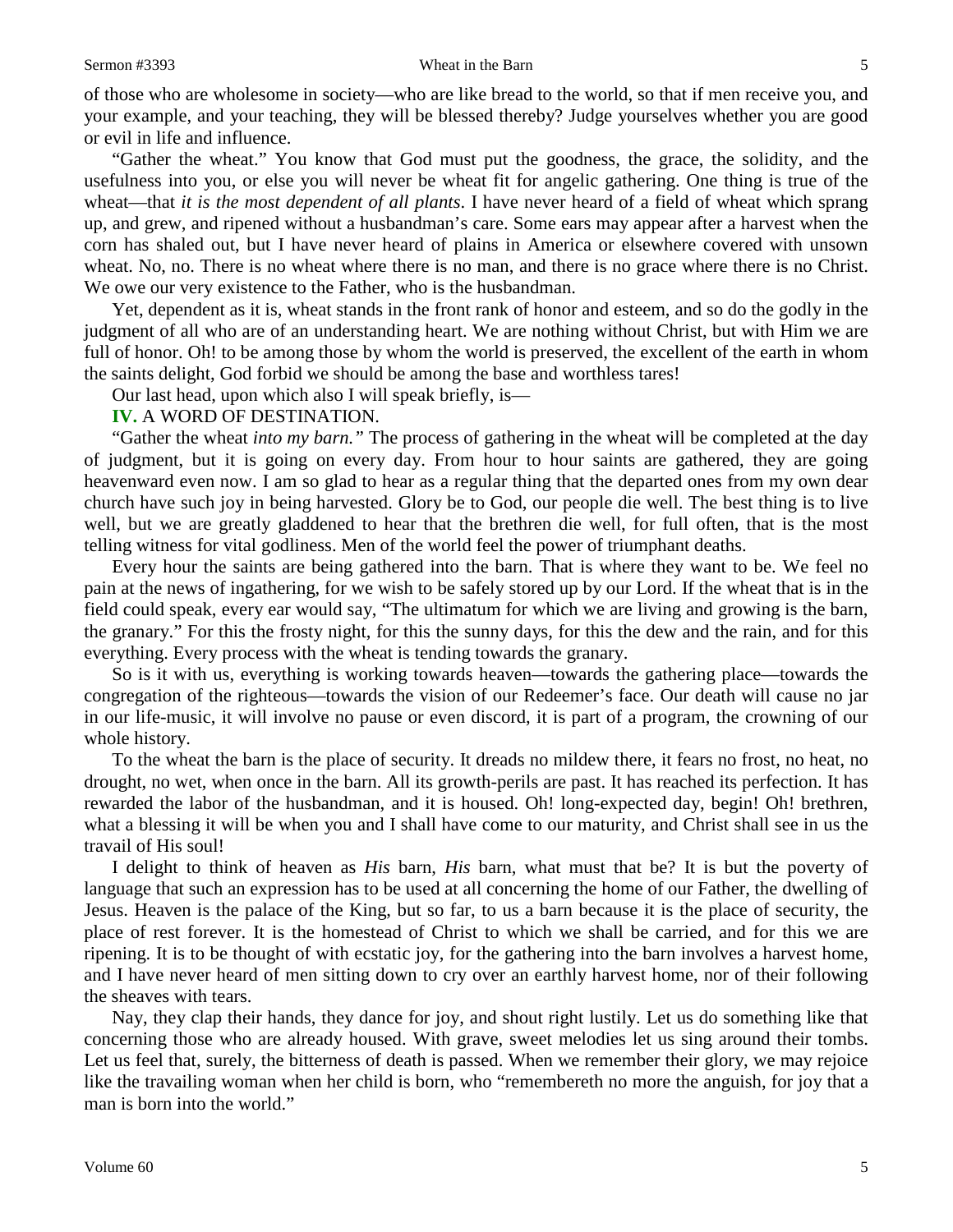of those who are wholesome in society—who are like bread to the world, so that if men receive you, and your example, and your teaching, they will be blessed thereby? Judge yourselves whether you are good or evil in life and influence.

"Gather the wheat." You know that God must put the goodness, the grace, the solidity, and the usefulness into you, or else you will never be wheat fit for angelic gathering. One thing is true of the wheat—that *it is the most dependent of all plants*. I have never heard of a field of wheat which sprang up, and grew, and ripened without a husbandman's care. Some ears may appear after a harvest when the corn has shaled out, but I have never heard of plains in America or elsewhere covered with unsown wheat. No, no. There is no wheat where there is no man, and there is no grace where there is no Christ. We owe our very existence to the Father, who is the husbandman.

Yet, dependent as it is, wheat stands in the front rank of honor and esteem, and so do the godly in the judgment of all who are of an understanding heart. We are nothing without Christ, but with Him we are full of honor. Oh! to be among those by whom the world is preserved, the excellent of the earth in whom the saints delight, God forbid we should be among the base and worthless tares!

Our last head, upon which also I will speak briefly, is—

**IV.** A WORD OF DESTINATION.

"Gather the wheat *into my barn."* The process of gathering in the wheat will be completed at the day of judgment, but it is going on every day. From hour to hour saints are gathered, they are going heavenward even now. I am so glad to hear as a regular thing that the departed ones from my own dear church have such joy in being harvested. Glory be to God, our people die well. The best thing is to live well, but we are greatly gladdened to hear that the brethren die well, for full often, that is the most telling witness for vital godliness. Men of the world feel the power of triumphant deaths.

Every hour the saints are being gathered into the barn. That is where they want to be. We feel no pain at the news of ingathering, for we wish to be safely stored up by our Lord. If the wheat that is in the field could speak, every ear would say, "The ultimatum for which we are living and growing is the barn, the granary." For this the frosty night, for this the sunny days, for this the dew and the rain, and for this everything. Every process with the wheat is tending towards the granary.

So is it with us, everything is working towards heaven—towards the gathering place—towards the congregation of the righteous—towards the vision of our Redeemer's face. Our death will cause no jar in our life-music, it will involve no pause or even discord, it is part of a program, the crowning of our whole history.

To the wheat the barn is the place of security. It dreads no mildew there, it fears no frost, no heat, no drought, no wet, when once in the barn. All its growth-perils are past. It has reached its perfection. It has rewarded the labor of the husbandman, and it is housed. Oh! long-expected day, begin! Oh! brethren, what a blessing it will be when you and I shall have come to our maturity, and Christ shall see in us the travail of His soul!

I delight to think of heaven as *His* barn, *His* barn, what must that be? It is but the poverty of language that such an expression has to be used at all concerning the home of our Father, the dwelling of Jesus. Heaven is the palace of the King, but so far, to us a barn because it is the place of security, the place of rest forever. It is the homestead of Christ to which we shall be carried, and for this we are ripening. It is to be thought of with ecstatic joy, for the gathering into the barn involves a harvest home, and I have never heard of men sitting down to cry over an earthly harvest home, nor of their following the sheaves with tears.

Nay, they clap their hands, they dance for joy, and shout right lustily. Let us do something like that concerning those who are already housed. With grave, sweet melodies let us sing around their tombs. Let us feel that, surely, the bitterness of death is passed. When we remember their glory, we may rejoice like the travailing woman when her child is born, who "remembereth no more the anguish, for joy that a man is born into the world."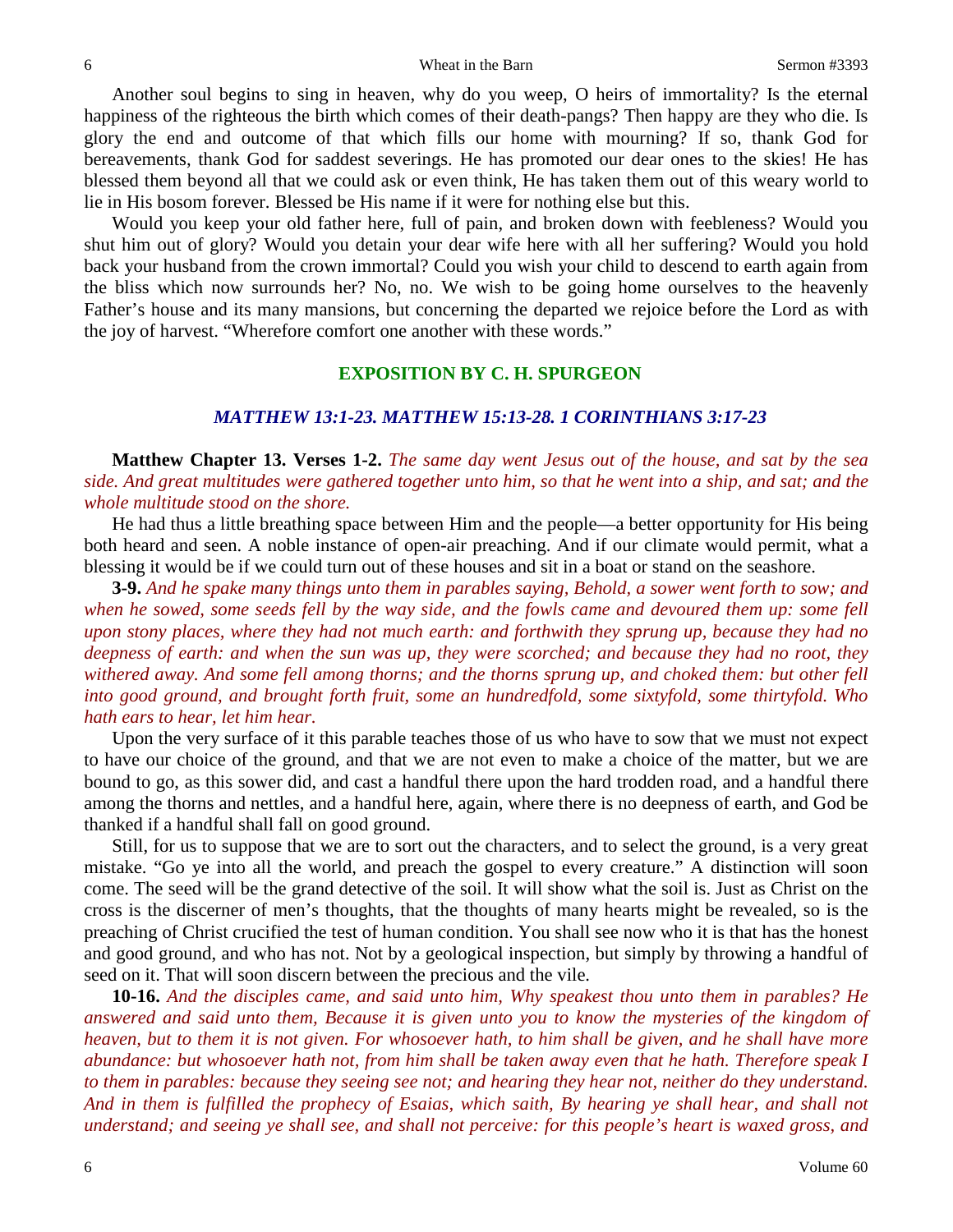Another soul begins to sing in heaven, why do you weep, O heirs of immortality? Is the eternal happiness of the righteous the birth which comes of their death-pangs? Then happy are they who die. Is glory the end and outcome of that which fills our home with mourning? If so, thank God for bereavements, thank God for saddest severings. He has promoted our dear ones to the skies! He has blessed them beyond all that we could ask or even think, He has taken them out of this weary world to lie in His bosom forever. Blessed be His name if it were for nothing else but this.

Would you keep your old father here, full of pain, and broken down with feebleness? Would you shut him out of glory? Would you detain your dear wife here with all her suffering? Would you hold back your husband from the crown immortal? Could you wish your child to descend to earth again from the bliss which now surrounds her? No, no. We wish to be going home ourselves to the heavenly Father's house and its many mansions, but concerning the departed we rejoice before the Lord as with the joy of harvest. "Wherefore comfort one another with these words."

## EXPOSITION BY C. H. SPURGEON

### *MATTHEW 13:1-23. MATTHEW 15:13-28. 1 CORINTHIANS 3:17-23*

**Matthew Chapter 13. Verses 1-2.** *The same day went Jesus out of the house, and sat by the sea side. And great multitudes were gathered together unto him, so that he went into a ship, and sat; and the whole multitude stood on the shore.*

He had thus a little breathing space between Him and the people—a better opportunity for His being both heard and seen. A noble instance of open-air preaching. And if our climate would permit, what a blessing it would be if we could turn out of these houses and sit in a boat or stand on the seashore.

**3-9.** *And he spake many things unto them in parables saying, Behold, a sower went forth to sow; and when he sowed, some seeds fell by the way side, and the fowls came and devoured them up: some fell upon stony places, where they had not much earth: and forthwith they sprung up, because they had no deepness of earth: and when the sun was up, they were scorched; and because they had no root, they withered away. And some fell among thorns; and the thorns sprung up, and choked them: but other fell into good ground, and brought forth fruit, some an hundredfold, some sixtyfold, some thirtyfold. Who hath ears to hear, let him hear.*

Upon the very surface of it this parable teaches those of us who have to sow that we must not expect to have our choice of the ground, and that we are not even to make a choice of the matter, but we are bound to go, as this sower did, and cast a handful there upon the hard trodden road, and a handful there among the thorns and nettles, and a handful here, again, where there is no deepness of earth, and God be thanked if a handful shall fall on good ground.

Still, for us to suppose that we are to sort out the characters, and to select the ground, is a very great mistake. "Go ye into all the world, and preach the gospel to every creature." A distinction will soon come. The seed will be the grand detective of the soil. It will show what the soil is. Just as Christ on the cross is the discerner of men's thoughts, that the thoughts of many hearts might be revealed, so is the preaching of Christ crucified the test of human condition. You shall see now who it is that has the honest and good ground, and who has not. Not by a geological inspection, but simply by throwing a handful of seed on it. That will soon discern between the precious and the vile.

**10-16.** *And the disciples came, and said unto him, Why speakest thou unto them in parables? He answered and said unto them, Because it is given unto you to know the mysteries of the kingdom of heaven, but to them it is not given. For whosoever hath, to him shall be given, and he shall have more abundance: but whosoever hath not, from him shall be taken away even that he hath. Therefore speak I to them in parables: because they seeing see not; and hearing they hear not, neither do they understand. And in them is fulfilled the prophecy of Esaias, which saith, By hearing ye shall hear, and shall not understand; and seeing ye shall see, and shall not perceive: for this people's heart is waxed gross, and*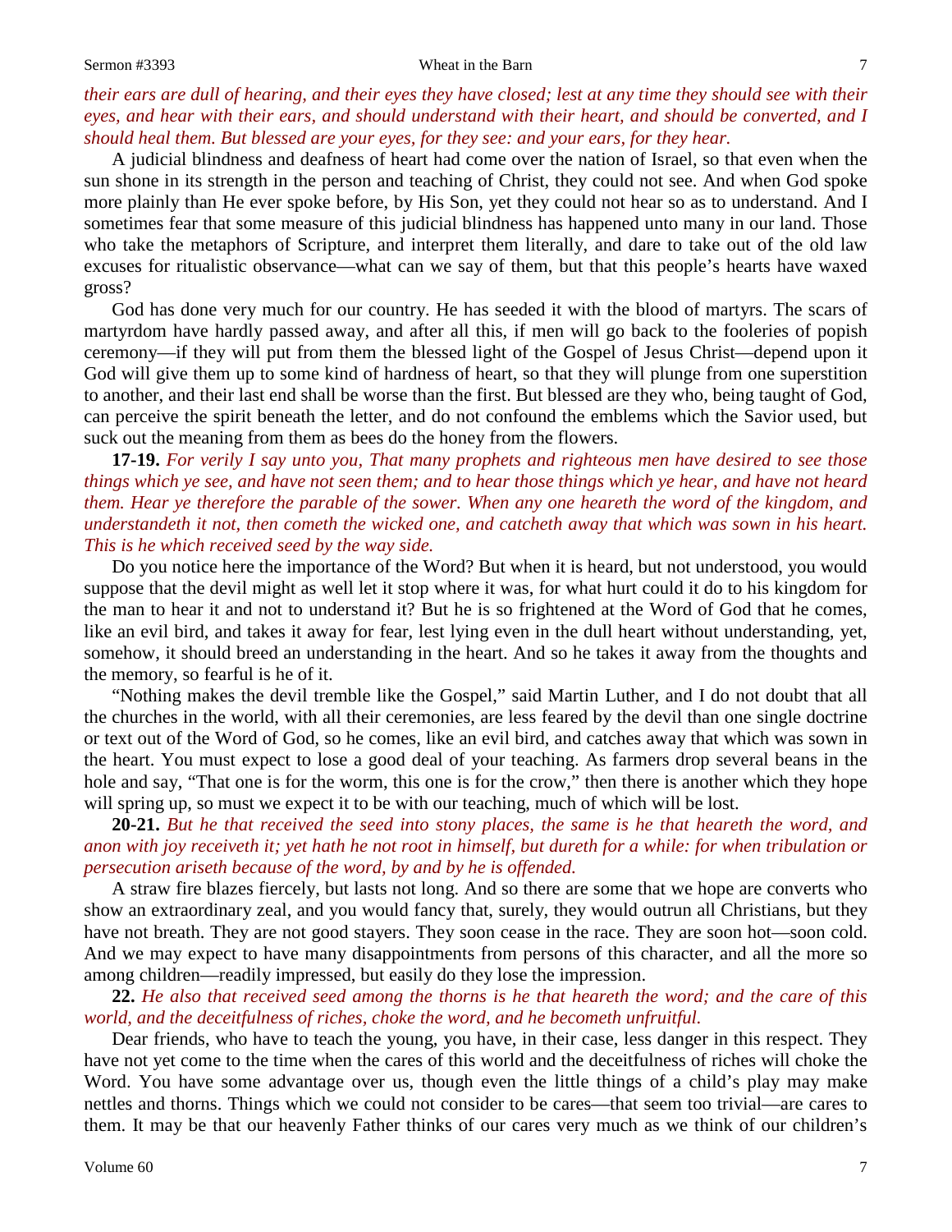*their ears are dull of hearing, and their eyes they have closed; lest at any time they should see with their eyes, and hear with their ears, and should understand with their heart, and should be converted, and I should heal them. But blessed are your eyes, for they see: and your ears, for they hear.*

A judicial blindness and deafness of heart had come over the nation of Israel, so that even when the sun shone in its strength in the person and teaching of Christ, they could not see. And when God spoke more plainly than He ever spoke before, by His Son, yet they could not hear so as to understand. And I sometimes fear that some measure of this judicial blindness has happened unto many in our land. Those who take the metaphors of Scripture, and interpret them literally, and dare to take out of the old law excuses for ritualistic observance—what can we say of them, but that this people's hearts have waxed gross?

God has done very much for our country. He has seeded it with the blood of martyrs. The scars of martyrdom have hardly passed away, and after all this, if men will go back to the fooleries of popish ceremony—if they will put from them the blessed light of the Gospel of Jesus Christ—depend upon it God will give them up to some kind of hardness of heart, so that they will plunge from one superstition to another, and their last end shall be worse than the first. But blessed are they who, being taught of God, can perceive the spirit beneath the letter, and do not confound the emblems which the Savior used, but suck out the meaning from them as bees do the honey from the flowers.

**17-19.** *For verily I say unto you, That many prophets and righteous men have desired to see those things which ye see, and have not seen them; and to hear those things which ye hear, and have not heard them. Hear ye therefore the parable of the sower. When any one heareth the word of the kingdom, and understandeth it not, then cometh the wicked one, and catcheth away that which was sown in his heart. This is he which received seed by the way side.*

Do you notice here the importance of the Word? But when it is heard, but not understood, you would suppose that the devil might as well let it stop where it was, for what hurt could it do to his kingdom for the man to hear it and not to understand it? But he is so frightened at the Word of God that he comes, like an evil bird, and takes it away for fear, lest lying even in the dull heart without understanding, yet, somehow, it should breed an understanding in the heart. And so he takes it away from the thoughts and the memory, so fearful is he of it.

"Nothing makes the devil tremble like the Gospel," said Martin Luther, and I do not doubt that all the churches in the world, with all their ceremonies, are less feared by the devil than one single doctrine or text out of the Word of God, so he comes, like an evil bird, and catches away that which was sown in the heart. You must expect to lose a good deal of your teaching. As farmers drop several beans in the hole and say, "That one is for the worm, this one is for the crow," then there is another which they hope will spring up, so must we expect it to be with our teaching, much of which will be lost.

**20-21.** *But he that received the seed into stony places, the same is he that heareth the word, and anon with joy receiveth it; yet hath he not root in himself, but dureth for a while: for when tribulation or persecution ariseth because of the word, by and by he is offended.*

A straw fire blazes fiercely, but lasts not long. And so there are some that we hope are converts who show an extraordinary zeal, and you would fancy that, surely, they would outrun all Christians, but they have not breath. They are not good stayers. They soon cease in the race. They are soon hot—soon cold. And we may expect to have many disappointments from persons of this character, and all the more so among children—readily impressed, but easily do they lose the impression.

**22.** *He also that received seed among the thorns is he that heareth the word; and the care of this world, and the deceitfulness of riches, choke the word, and he becometh unfruitful.*

Dear friends, who have to teach the young, you have, in their case, less danger in this respect. They have not yet come to the time when the cares of this world and the deceitfulness of riches will choke the Word. You have some advantage over us, though even the little things of a child's play may make nettles and thorns. Things which we could not consider to be cares—that seem too trivial—are cares to them. It may be that our heavenly Father thinks of our cares very much as we think of our children's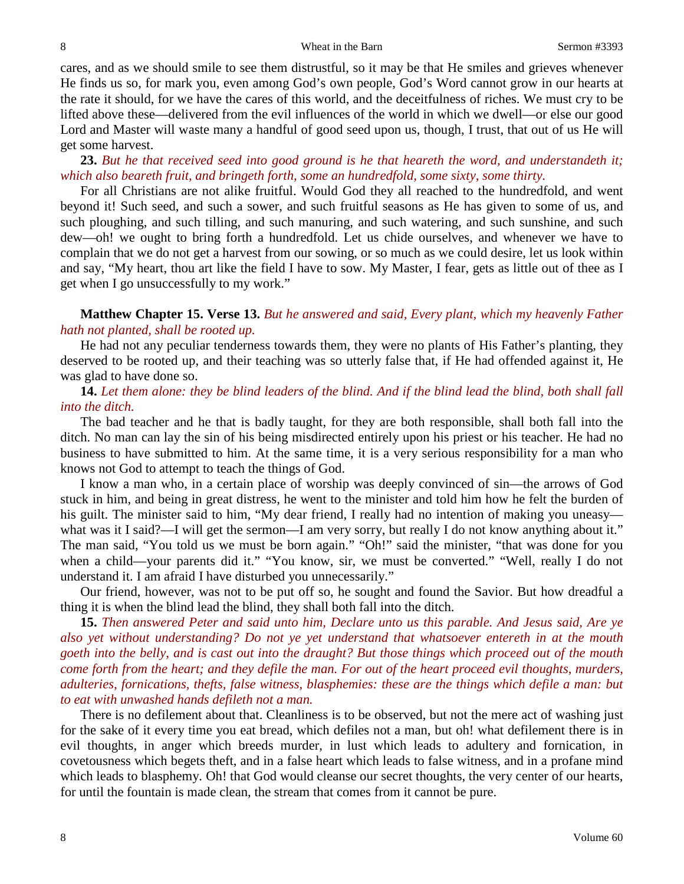cares, and as we should smile to see them distrustful, so it may be that He smiles and grieves whenever He finds us so, for mark you, even among God's own people, God's Word cannot grow in our hearts at the rate it should, for we have the cares of this world, and the deceitfulness of riches. We must cry to be lifted above these—delivered from the evil influences of the world in which we dwell—or else our good Lord and Master will waste many a handful of good seed upon us, though, I trust, that out of us He will get some harvest.

**23.** *But he that received seed into good ground is he that heareth the word, and understandeth it; which also beareth fruit, and bringeth forth, some an hundredfold, some sixty, some thirty.*

For all Christians are not alike fruitful. Would God they all reached to the hundredfold, and went beyond it! Such seed, and such a sower, and such fruitful seasons as He has given to some of us, and such ploughing, and such tilling, and such manuring, and such watering, and such sunshine, and such dew—oh! we ought to bring forth a hundredfold. Let us chide ourselves, and whenever we have to complain that we do not get a harvest from our sowing, or so much as we could desire, let us look within and say, "My heart, thou art like the field I have to sow. My Master, I fear, gets as little out of thee as I get when I go unsuccessfully to my work."

**Matthew Chapter 15. Verse 13.** *But he answered and said, Every plant, which my heavenly Father hath not planted, shall be rooted up.*

He had not any peculiar tenderness towards them, they were no plants of His Father's planting, they deserved to be rooted up, and their teaching was so utterly false that, if He had offended against it, He was glad to have done so.

**14.** *Let them alone: they be blind leaders of the blind. And if the blind lead the blind, both shall fall into the ditch.*

The bad teacher and he that is badly taught, for they are both responsible, shall both fall into the ditch. No man can lay the sin of his being misdirected entirely upon his priest or his teacher. He had no business to have submitted to him. At the same time, it is a very serious responsibility for a man who knows not God to attempt to teach the things of God.

I know a man who, in a certain place of worship was deeply convinced of sin—the arrows of God stuck in him, and being in great distress, he went to the minister and told him how he felt the burden of his guilt. The minister said to him, "My dear friend, I really had no intention of making you uneasy—what was it I said?—I will get the sermon—I am very sorry, but really I do not know anything about it." The man said, "You told us we must be born again." "Oh!" said the minister, "that was done for you when a child—your parents did it." "You know, sir, we must be converted." "Well, really I do not understand it. I am afraid I have disturbed you unnecessarily."

Our friend, however, was not to be put off so, he sought and found the Savior. But how dreadful a thing it is when the blind lead the blind, they shall both fall into the ditch.

**15.** *Then answered Peter and said unto him, Declare unto us this parable. And Jesus said, Are ye also yet without understanding? Do not ye yet understand that whatsoever entereth in at the mouth goeth into the belly, and is cast out into the draught? But those things which proceed out of the mouth come forth from the heart; and they defile the man. For out of the heart proceed evil thoughts, murders, adulteries, fornications, thefts, false witness, blasphemies: these are the things which defile a man: but to eat with unwashed hands defileth not a man.*

There is no defilement about that. Cleanliness is to be observed, but not the mere act of washing just for the sake of it every time you eat bread, which defiles not a man, but oh! what defilement there is in evil thoughts, in anger which breeds murder, in lust which leads to adultery and fornication, in covetousness which begets theft, and in a false heart which leads to false witness, and in a profane mind which leads to blasphemy. Oh! that God would cleanse our secret thoughts, the very center of our hearts, for until the fountain is made clean, the stream that comes from it cannot be pure.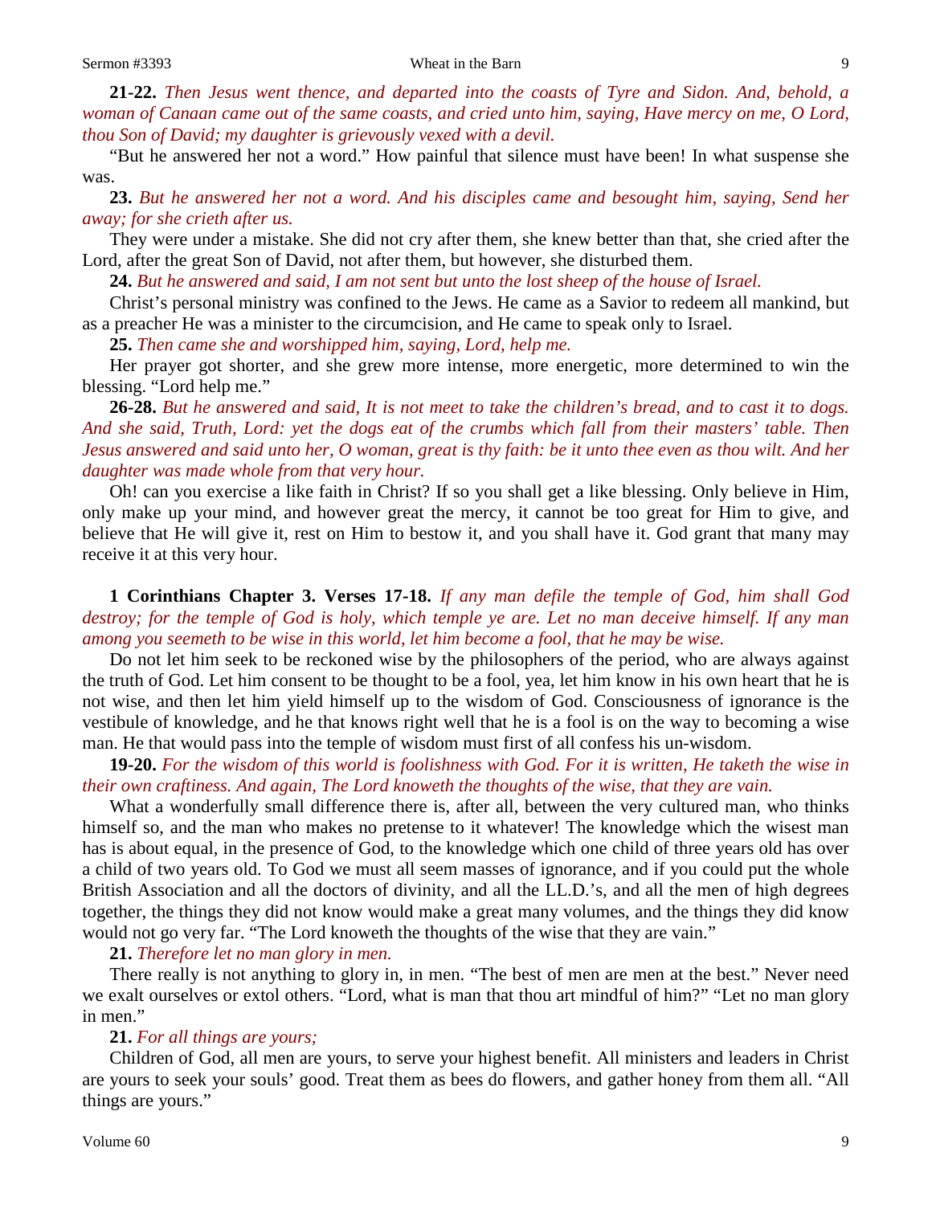**21-22.** *Then Jesus went thence, and departed into the coasts of Tyre and Sidon. And, behold, a woman of Canaan came out of the same coasts, and cried unto him, saying, Have mercy on me, O Lord, thou Son of David; my daughter is grievously vexed with a devil.*

"But he answered her not a word." How painful that silence must have been! In what suspense she was.

**23.** *But he answered her not a word. And his disciples came and besought him, saying, Send her away; for she crieth after us.*

They were under a mistake. She did not cry after them, she knew better than that, she cried after the Lord, after the great Son of David, not after them, but however, she disturbed them.

**24.** *But he answered and said, I am not sent but unto the lost sheep of the house of Israel.*

Christ's personal ministry was confined to the Jews. He came as a Savior to redeem all mankind, but as a preacher He was a minister to the circumcision, and He came to speak only to Israel.

**25.** *Then came she and worshipped him, saying, Lord, help me.*

Her prayer got shorter, and she grew more intense, more energetic, more determined to win the blessing. "Lord help me."

**26-28.** *But he answered and said, It is not meet to take the children's bread, and to cast it to dogs. And she said, Truth, Lord: yet the dogs eat of the crumbs which fall from their masters' table. Then Jesus answered and said unto her, O woman, great is thy faith: be it unto thee even as thou wilt. And her daughter was made whole from that very hour.*

Oh! can you exercise a like faith in Christ? If so you shall get a like blessing. Only believe in Him, only make up your mind, and however great the mercy, it cannot be too great for Him to give, and believe that He will give it, rest on Him to bestow it, and you shall have it. God grant that many may receive it at this very hour.

**1 Corinthians Chapter 3. Verses 17-18.** *If any man defile the temple of God, him shall God destroy; for the temple of God is holy, which temple ye are. Let no man deceive himself. If any man among you seemeth to be wise in this world, let him become a fool, that he may be wise.*

Do not let him seek to be reckoned wise by the philosophers of the period, who are always against the truth of God. Let him consent to be thought to be a fool, yea, let him know in his own heart that he is not wise, and then let him yield himself up to the wisdom of God. Consciousness of ignorance is the vestibule of knowledge, and he that knows right well that he is a fool is on the way to becoming a wise man. He that would pass into the temple of wisdom must first of all confess his un-wisdom.

**19-20.** *For the wisdom of this world is foolishness with God. For it is written, He taketh the wise in their own craftiness. And again, The Lord knoweth the thoughts of the wise, that they are vain.*

What a wonderfully small difference there is, after all, between the very cultured man, who thinks himself so, and the man who makes no pretense to it whatever! The knowledge which the wisest man has is about equal, in the presence of God, to the knowledge which one child of three years old has over a child of two years old. To God we must all seem masses of ignorance, and if you could put the whole British Association and all the doctors of divinity, and all the LL.D.'s, and all the men of high degrees together, the things they did not know would make a great many volumes, and the things they did know would not go very far. "The Lord knoweth the thoughts of the wise that they are vain."

**21.** *Therefore let no man glory in men.*

There really is not anything to glory in, in men. "The best of men are men at the best." Never need we exalt ourselves or extol others. "Lord, what is man that thou art mindful of him?" "Let no man glory in men."

**21.** *For all things are yours;*

Children of God, all men are yours, to serve your highest benefit. All ministers and leaders in Christ are yours to seek your souls' good. Treat them as bees do flowers, and gather honey from them all. "All things are yours."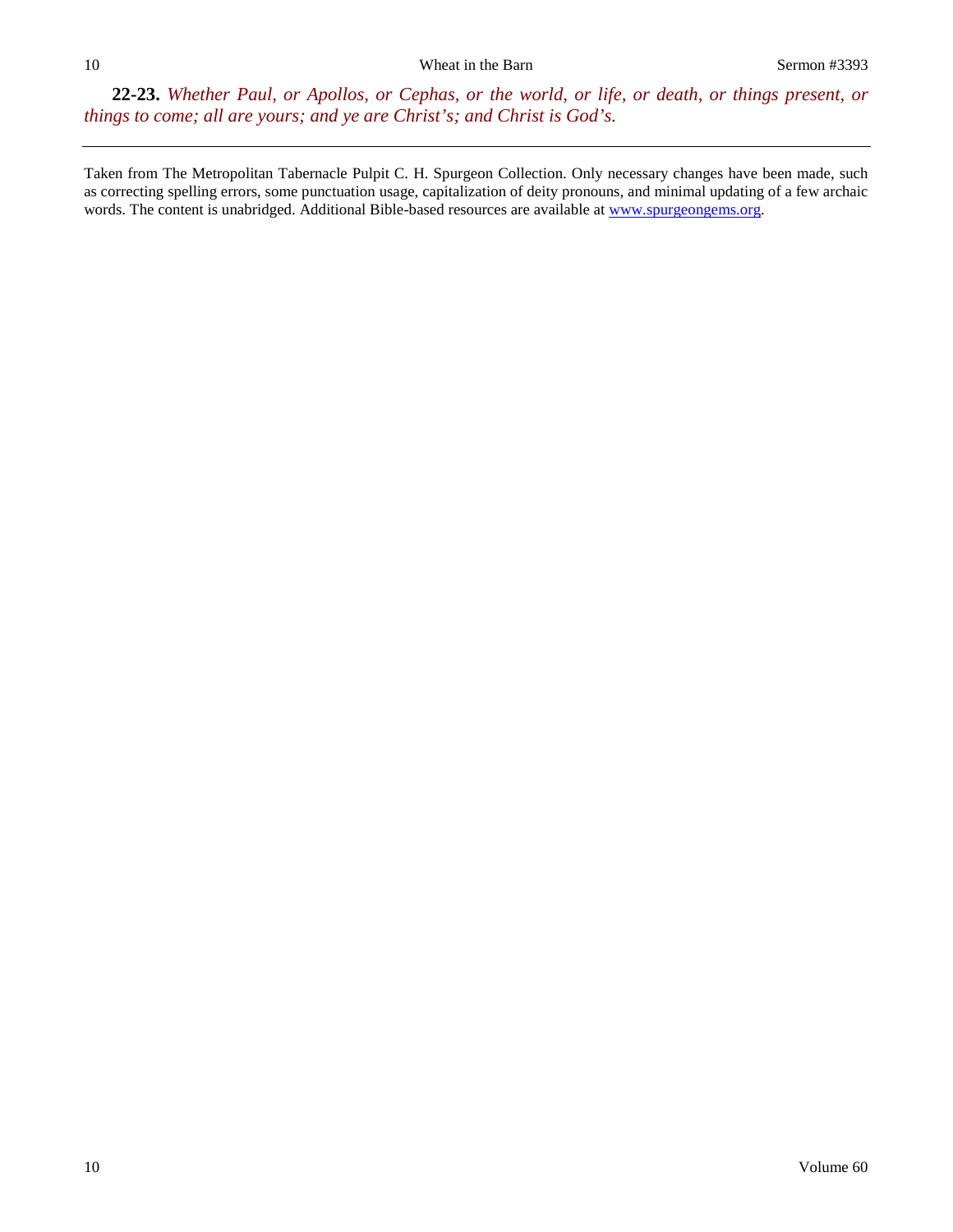**22-23.** *Whether Paul, or Apollos, or Cephas, or the world, or life, or death, or things present, or things to come; all are yours; and ye are Christ's; and Christ is God's.*

---

Taken from The Metropolitan Tabernacle Pulpit C. H. Spurgeon Collection. Only necessary changes have been made, such as correcting spelling errors, some punctuation usage, capitalization of deity pronouns, and minimal updating of a few archaic words. The content is unabridged. Additional Bible-based resources are available at [www.spurgeongems.org](http://www.spurgeongems.org).